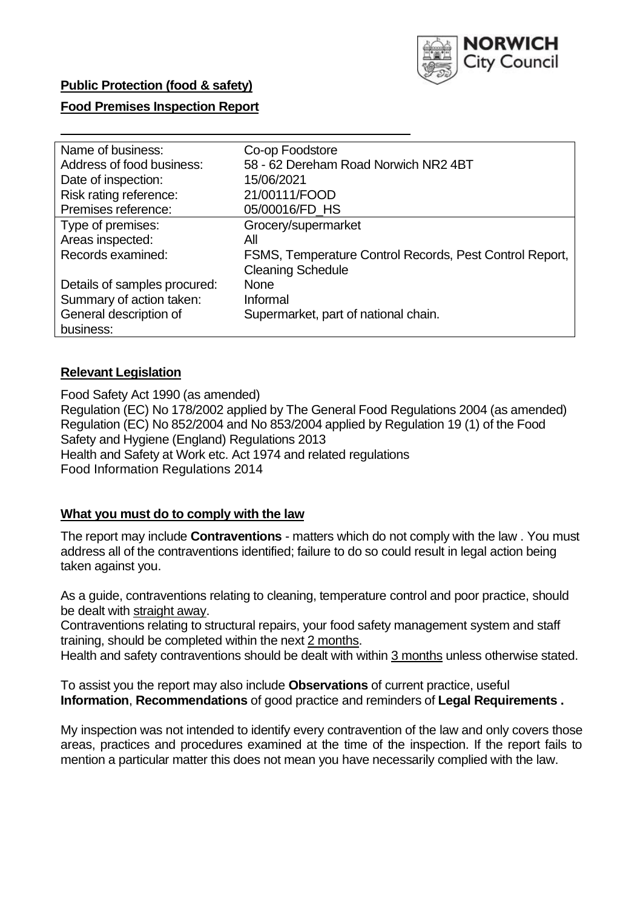**Public Protection (food & safety)**

**Food Premises Inspection Report**

| Name of business: | Co-op Foodstore |
|---|---|
| Address of food business: | 58 - 62 Dereham Road Norwich NR2 4BT |
| Date of inspection: | 15/06/2021 |
| Risk rating reference: | 21/00111/FOOD |
| Premises reference: | 05/00016/FD_HS |
| Type of premises: | Grocery/supermarket |
| Areas inspected: | All |
| Records examined: | FSMS, Temperature Control Records, Pest Control Report, Cleaning Schedule |
| Details of samples procured: | None |
| Summary of action taken: | Informal |
| General description of business: | Supermarket, part of national chain. |

## **Relevant Legislation**

Food Safety Act 1990 (as amended)
Regulation (EC) No 178/2002 applied by The General Food Regulations 2004 (as amended)
Regulation (EC) No 852/2004 and No 853/2004 applied by Regulation 19 (1) of the Food Safety and Hygiene (England) Regulations 2013
Health and Safety at Work etc. Act 1974 and related regulations
Food Information Regulations 2014

## **What you must do to comply with the law**

The report may include **Contraventions** - matters which do not comply with the law . You must address all of the contraventions identified; failure to do so could result in legal action being taken against you.

As a guide, contraventions relating to cleaning, temperature control and poor practice, should be dealt with straight away.

Contraventions relating to structural repairs, your food safety management system and staff training, should be completed within the next 2 months.

Health and safety contraventions should be dealt with within 3 months unless otherwise stated.

To assist you the report may also include **Observations** of current practice, useful **Information**, **Recommendations** of good practice and reminders of **Legal Requirements .**

My inspection was not intended to identify every contravention of the law and only covers those areas, practices and procedures examined at the time of the inspection. If the report fails to mention a particular matter this does not mean you have necessarily complied with the law.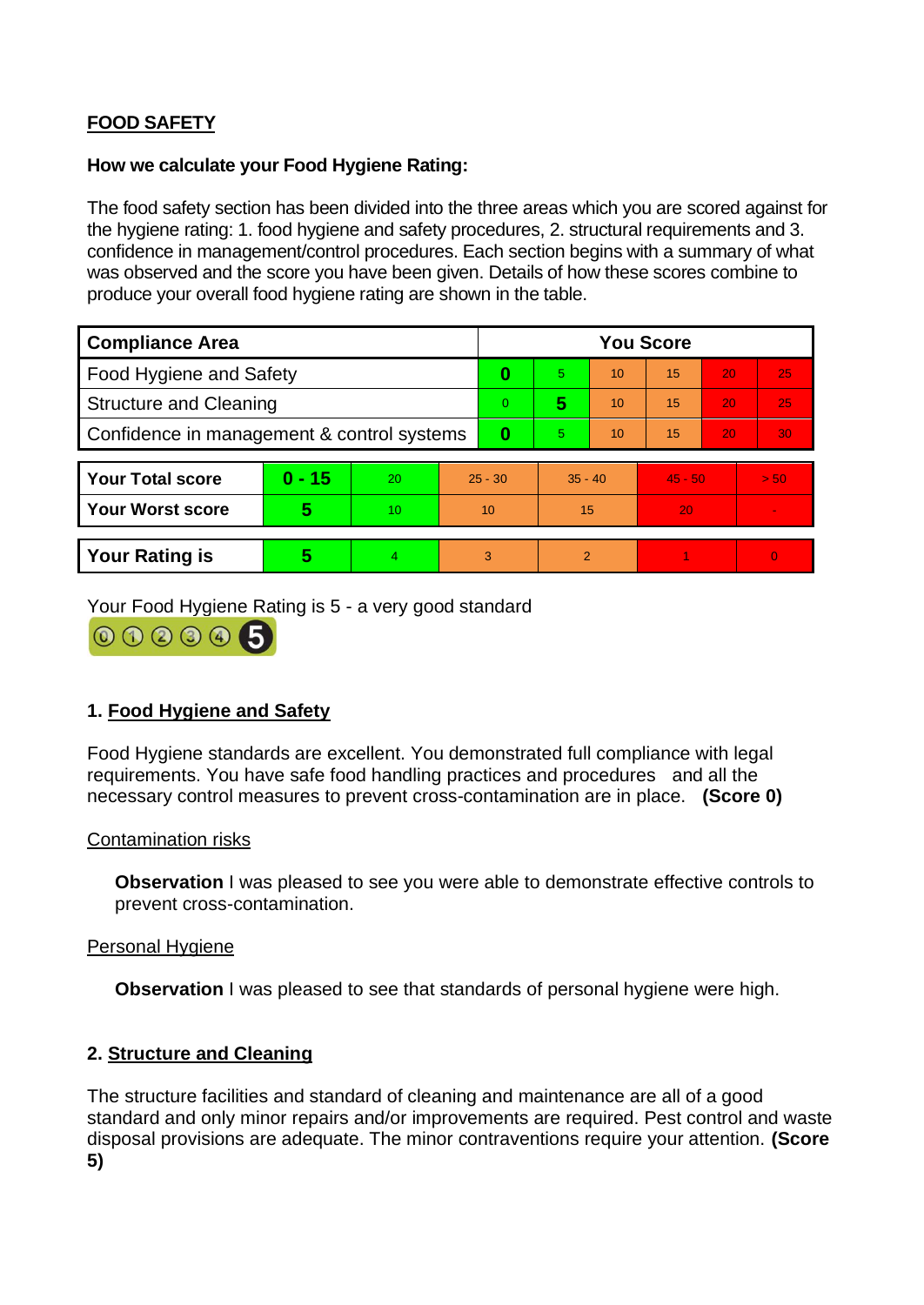**FOOD SAFETY**

**How we calculate your Food Hygiene Rating:**

The food safety section has been divided into the three areas which you are scored against for the hygiene rating: 1. food hygiene and safety procedures, 2. structural requirements and 3. confidence in management/control procedures. Each section begins with a summary of what was observed and the score you have been given. Details of how these scores combine to produce your overall food hygiene rating are shown in the table.

| Compliance Area | You Score | | | | | |
|---|---|---|---|---|---|---|
| Food Hygiene and Safety | **0** | 5 | 10 | 15 | 20 | 25 |
| Structure and Cleaning | 0 | **5** | 10 | 15 | 20 | 25 |
| Confidence in management & control systems | **0** | 5 | 10 | 15 | 20 | 30 |

| | | | | | | |
|---|---|---|---|---|---|---|
| **Your Total score** | **0 - 15** | 20 | 25 - 30 | 35 - 40 | 45 - 50 | > 50 |
| **Your Worst score** | **5** | 10 | 10 | 15 | 20 | - |
| **Your Rating is** | **5** | 4 | 3 | 2 | 1 | 0 |

Your Food Hygiene Rating is 5 - a very good standard

## 1. Food Hygiene and Safety

Food Hygiene standards are excellent. You demonstrated full compliance with legal requirements. You have safe food handling practices and procedures and all the necessary control measures to prevent cross-contamination are in place. **(Score 0)**

Contamination risks

**Observation** I was pleased to see you were able to demonstrate effective controls to prevent cross-contamination.

Personal Hygiene

**Observation** I was pleased to see that standards of personal hygiene were high.

## 2. Structure and Cleaning

The structure facilities and standard of cleaning and maintenance are all of a good standard and only minor repairs and/or improvements are required. Pest control and waste disposal provisions are adequate. The minor contraventions require your attention. **(Score 5)**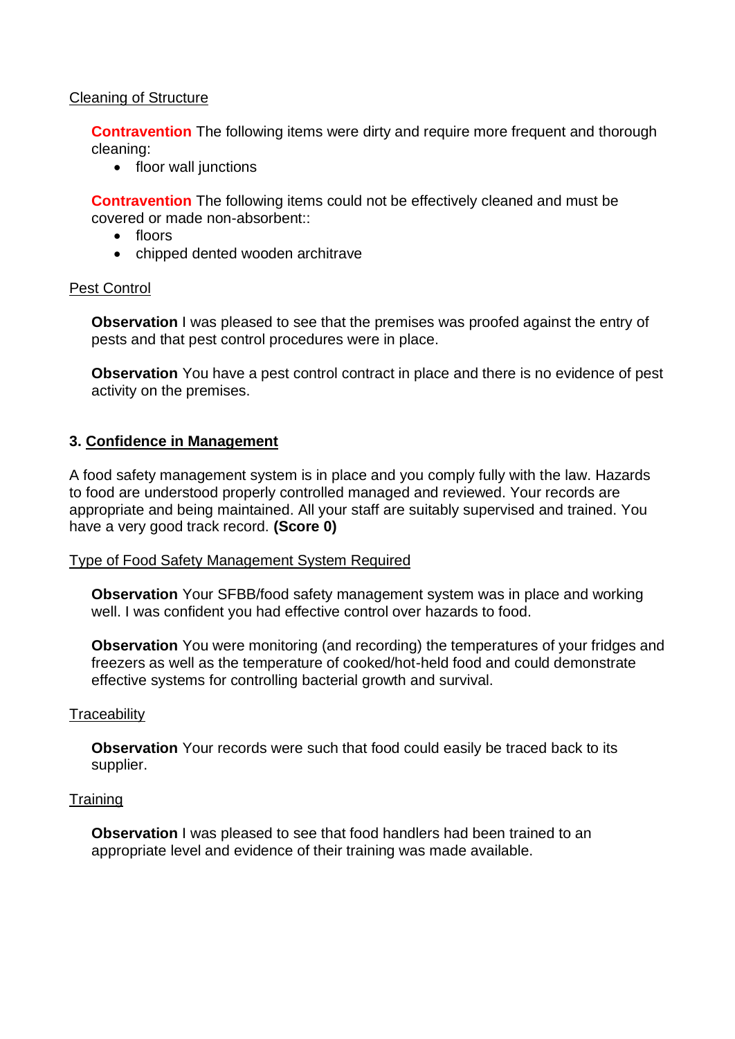Cleaning of Structure

**Contravention** The following items were dirty and require more frequent and thorough cleaning:

- floor wall junctions

**Contravention** The following items could not be effectively cleaned and must be covered or made non-absorbent::

- floors
- chipped dented wooden architrave

Pest Control

**Observation** I was pleased to see that the premises was proofed against the entry of pests and that pest control procedures were in place.

**Observation** You have a pest control contract in place and there is no evidence of pest activity on the premises.

## 3. Confidence in Management

A food safety management system is in place and you comply fully with the law. Hazards to food are understood properly controlled managed and reviewed. Your records are appropriate and being maintained. All your staff are suitably supervised and trained. You have a very good track record. **(Score 0)**

Type of Food Safety Management System Required

**Observation** Your SFBB/food safety management system was in place and working well. I was confident you had effective control over hazards to food.

**Observation** You were monitoring (and recording) the temperatures of your fridges and freezers as well as the temperature of cooked/hot-held food and could demonstrate effective systems for controlling bacterial growth and survival.

Traceability

**Observation** Your records were such that food could easily be traced back to its supplier.

Training

**Observation** I was pleased to see that food handlers had been trained to an appropriate level and evidence of their training was made available.